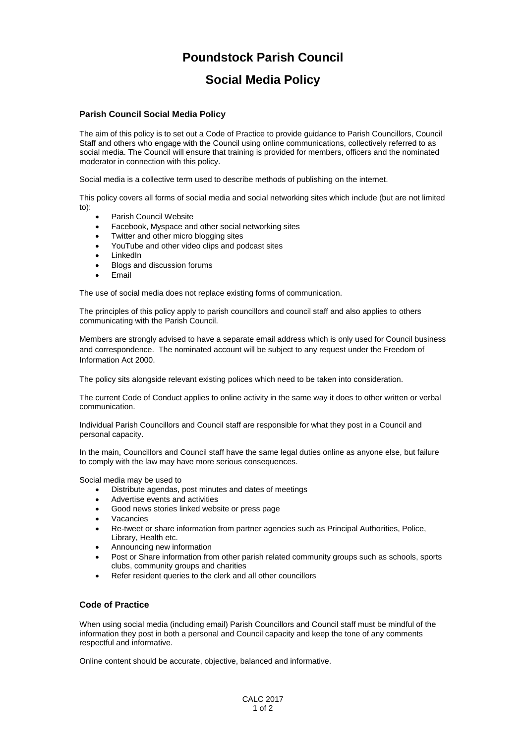# Poundstock Parish Council

# Social Media Policy

### Parish Council Social Media Policy

The aim of this policy is to set out a Code of Practice to provide guidance to Parish Councillors, Council Staff and others who engage with the Council using online communications, collectively referred to as social media. The Council will ensure that training is provided for members, officers and the nominated moderator in connection with this policy.

Social media is a collective term used to describe methods of publishing on the internet.

This policy covers all forms of social media and social networking sites which include (but are not limited to):

- Parish Council Website
- Facebook, Myspace and other social networking sites
- Twitter and other micro blogging sites
- YouTube and other video clips and podcast sites
- LinkedIn
- Blogs and discussion forums
- Email

The use of social media does not replace existing forms of communication.

The principles of this policy apply to parish councillors and council staff and also applies to others communicating with the Parish Council.

Members are strongly advised to have a separate email address which is only used for Council business and correspondence. The nominated account will be subject to any request under the Freedom of Information Act 2000.

The policy sits alongside relevant existing polices which need to be taken into consideration.

The current Code of Conduct applies to online activity in the same way it does to other written or verbal communication.

Individual Parish Councillors and Council staff are responsible for what they post in a Council and personal capacity.

In the main, Councillors and Council staff have the same legal duties online as anyone else, but failure to comply with the law may have more serious consequences.

Social media may be used to

- Distribute agendas, post minutes and dates of meetings
- Advertise events and activities
- Good news stories linked website or press page
- Vacancies
- Re-tweet or share information from partner agencies such as Principal Authorities, Police, Library, Health etc.
- Announcing new information
- Post or Share information from other parish related community groups such as schools, sports clubs, community groups and charities
- Refer resident queries to the clerk and all other councillors

### Code of Practice

When using social media (including email) Parish Councillors and Council staff must be mindful of the information they post in both a personal and Council capacity and keep the tone of any comments respectful and informative.

Online content should be accurate, objective, balanced and informative.

CALC 2017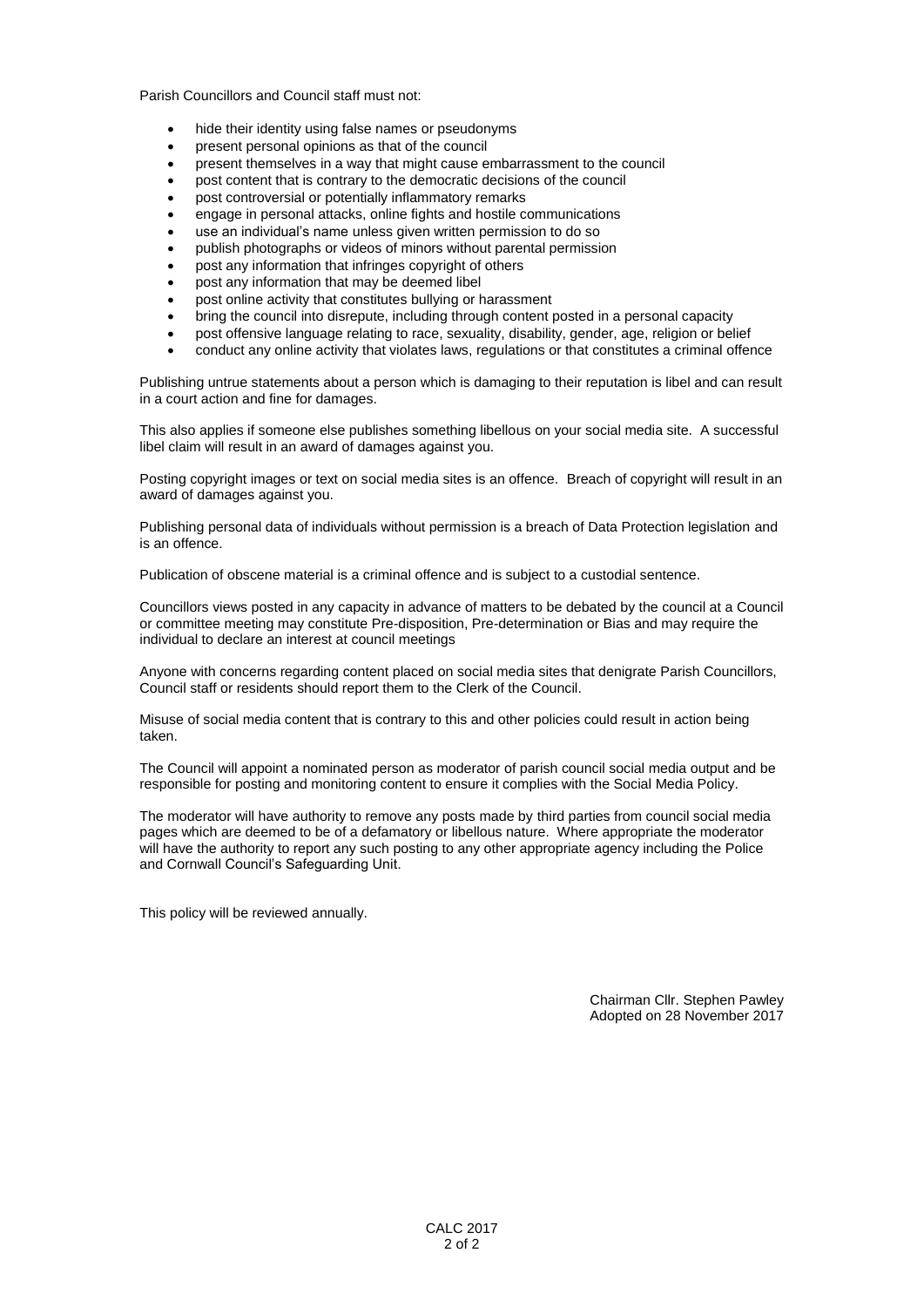Parish Councillors and Council staff must not:

- hide their identity using false names or pseudonyms
- present personal opinions as that of the council
- present themselves in a way that might cause embarrassment to the council
- post content that is contrary to the democratic decisions of the council
- post controversial or potentially inflammatory remarks
- engage in personal attacks, online fights and hostile communications
- use an individual's name unless given written permission to do so
- publish photographs or videos of minors without parental permission
- post any information that infringes copyright of others
- post any information that may be deemed libel
- post online activity that constitutes bullying or harassment
- bring the council into disrepute, including through content posted in a personal capacity
- post offensive language relating to race, sexuality, disability, gender, age, religion or belief
- conduct any online activity that violates laws, regulations or that constitutes a criminal offence

Publishing untrue statements about a person which is damaging to their reputation is libel and can result in a court action and fine for damages.

This also applies if someone else publishes something libellous on your social media site. A successful libel claim will result in an award of damages against you.

Posting copyright images or text on social media sites is an offence. Breach of copyright will result in an award of damages against you.

Publishing personal data of individuals without permission is a breach of Data Protection legislation and is an offence.

Publication of obscene material is a criminal offence and is subject to a custodial sentence.

Councillors views posted in any capacity in advance of matters to be debated by the council at a Council or committee meeting may constitute Pre-disposition, Pre-determination or Bias and may require the individual to declare an interest at council meetings

Anyone with concerns regarding content placed on social media sites that denigrate Parish Councillors, Council staff or residents should report them to the Clerk of the Council.

Misuse of social media content that is contrary to this and other policies could result in action being taken.

The Council will appoint a nominated person as moderator of parish council social media output and be responsible for posting and monitoring content to ensure it complies with the Social Media Policy.

The moderator will have authority to remove any posts made by third parties from council social media pages which are deemed to be of a defamatory or libellous nature. Where appropriate the moderator will have the authority to report any such posting to any other appropriate agency including the Police and Cornwall Council's Safeguarding Unit.

This policy will be reviewed annually.

Chairman Cllr. Stephen Pawley
Adopted on 28 November 2017

CALC 2017